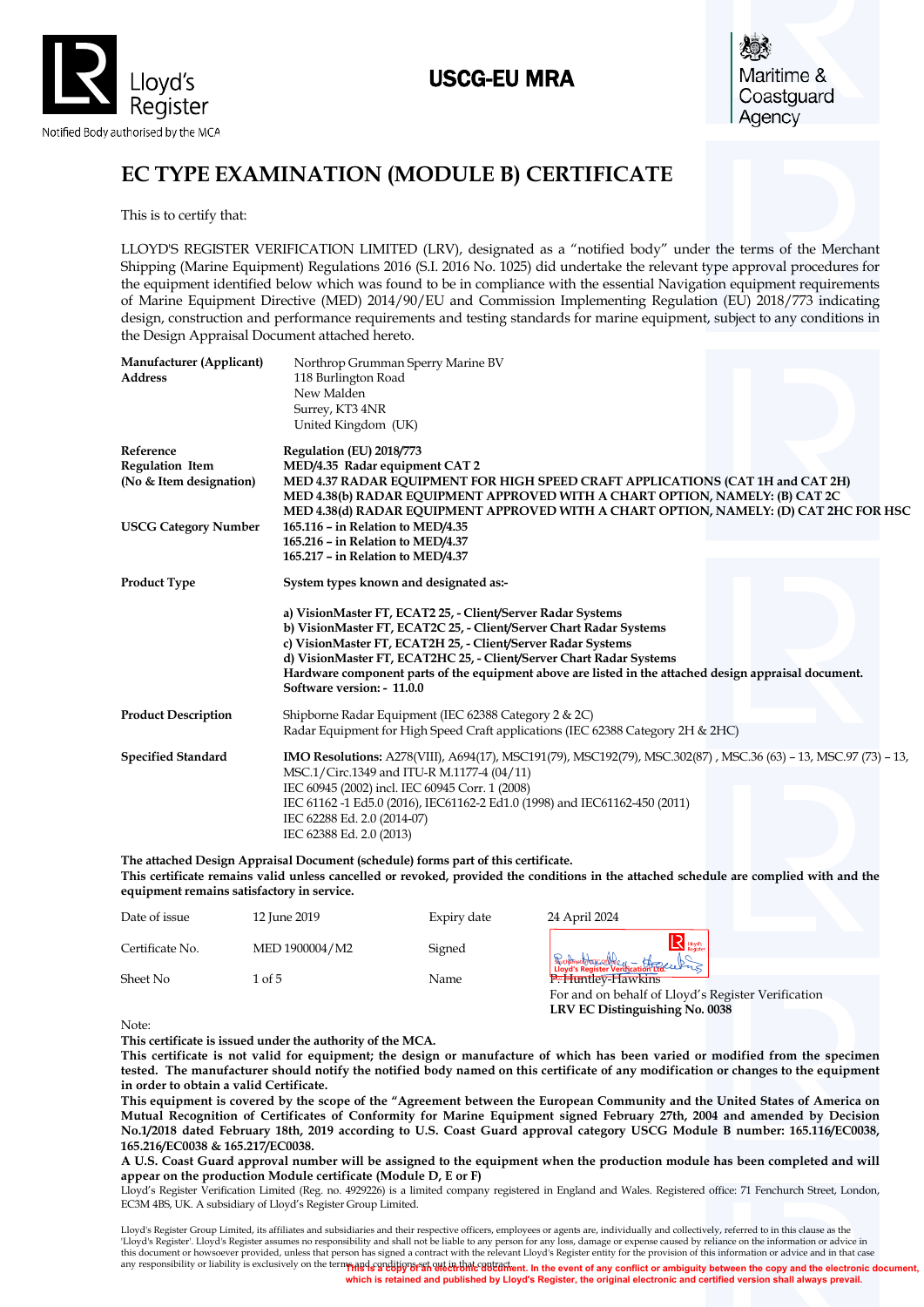Lloyd's Register

Notified Body authorised by the MCA

**USCG-EU MRA**

Maritime & Coastguard Agency

# EC TYPE EXAMINATION (MODULE B) CERTIFICATE

This is to certify that:

LLOYD'S REGISTER VERIFICATION LIMITED (LRV), designated as a "notified body" under the terms of the Merchant Shipping (Marine Equipment) Regulations 2016 (S.I. 2016 No. 1025) did undertake the relevant type approval procedures for the equipment identified below which was found to be in compliance with the essential Navigation equipment requirements of Marine Equipment Directive (MED) 2014/90/EU and Commission Implementing Regulation (EU) 2018/773 indicating design, construction and performance requirements and testing standards for marine equipment, subject to any conditions in the Design Appraisal Document attached hereto.

| | |
|---|---|
| **Manufacturer (Applicant)** | Northrop Grumman Sperry Marine BV |
| **Address** | 118 Burlington Road<br>New Malden<br>Surrey, KT3 4NR<br>United Kingdom (UK) |
| **Reference** | **Regulation (EU) 2018/773** |
| **Regulation Item (No & Item designation)** | **MED/4.35 Radar equipment CAT 2**<br>**MED 4.37 RADAR EQUIPMENT FOR HIGH SPEED CRAFT APPLICATIONS (CAT 1H and CAT 2H)**<br>**MED 4.38(b) RADAR EQUIPMENT APPROVED WITH A CHART OPTION, NAMELY: (B) CAT 2C**<br>**MED 4.38(d) RADAR EQUIPMENT APPROVED WITH A CHART OPTION, NAMELY: (D) CAT 2HC FOR HSC** |
| **USCG Category Number** | **165.116 – in Relation to MED/4.35**<br>**165.216 – in Relation to MED/4.37**<br>**165.217 – in Relation to MED/4.37** |
| **Product Type** | **System types known and designated as:-**<br><br>**a) VisionMaster FT, ECAT2 25, - Client/Server Radar Systems**<br>**b) VisionMaster FT, ECAT2C 25, - Client/Server Chart Radar Systems**<br>**c) VisionMaster FT, ECAT2H 25, - Client/Server Radar Systems**<br>**d) VisionMaster FT, ECAT2HC 25, - Client/Server Chart Radar Systems**<br>**Hardware component parts of the equipment above are listed in the attached design appraisal document.**<br>**Software version: - 11.0.0** |
| **Product Description** | Shipborne Radar Equipment (IEC 62388 Category 2 & 2C)<br>Radar Equipment for High Speed Craft applications (IEC 62388 Category 2H & 2HC) |
| **Specified Standard** | **IMO Resolutions:** A278(VIII), A694(17), MSC191(79), MSC192(79), MSC.302(87) , MSC.36 (63) – 13, MSC.97 (73) – 13, MSC.1/Circ.1349 and ITU-R M.1177-4 (04/11)<br>IEC 60945 (2002) incl. IEC 60945 Corr. 1 (2008)<br>IEC 61162 -1 Ed5.0 (2016), IEC61162-2 Ed1.0 (1998) and IEC61162-450 (2011)<br>IEC 62288 Ed. 2.0 (2014-07)<br>IEC 62388 Ed. 2.0 (2013) |

**The attached Design Appraisal Document (schedule) forms part of this certificate.**
**This certificate remains valid unless cancelled or revoked, provided the conditions in the attached schedule are complied with and the equipment remains satisfactory in service.**

| | | | |
|---|---|---|---|
| Date of issue | 12 June 2019 | Expiry date | 24 April 2024 |
| Certificate No. | MED 1900004/M2 | Signed | Lloyd's Register Verification Ltd |
| Sheet No | 1 of 5 | Name | P. Huntley-Hawkins |

For and on behalf of Lloyd's Register Verification
**LRV EC Distinguishing No. 0038**

Note:
**This certificate is issued under the authority of the MCA.**
**This certificate is not valid for equipment; the design or manufacture of which has been varied or modified from the specimen tested. The manufacturer should notify the notified body named on this certificate of any modification or changes to the equipment in order to obtain a valid Certificate.**
**This equipment is covered by the scope of the "Agreement between the European Community and the United States of America on Mutual Recognition of Certificates of Conformity for Marine Equipment signed February 27th, 2004 and amended by Decision No.1/2018 dated February 18th, 2019 according to U.S. Coast Guard approval category USCG Module B number: 165.116/EC0038, 165.216/EC0038 & 165.217/EC0038.**
**A U.S. Coast Guard approval number will be assigned to the equipment when the production module has been completed and will appear on the production Module certificate (Module D, E or F)**

Lloyd's Register Verification Limited (Reg. no. 4929226) is a limited company registered in England and Wales. Registered office: 71 Fenchurch Street, London, EC3M 4BS, UK. A subsidiary of Lloyd's Register Group Limited.

Lloyd's Register Group Limited, its affiliates and subsidiaries and their respective officers, employees or agents are, individually and collectively, referred to in this clause as the 'Lloyd's Register'. Lloyd's Register assumes no responsibility and shall not be liable to any person for any loss, damage or expense caused by reliance on the information or advice in this document or howsoever provided, unless that person has signed a contract with the relevant Lloyd's Register entity for the provision of this information or advice and in that case any responsibility or liability is exclusively on the terms and conditions set out in that contract.

**This is a copy of an electronic document. In the event of any conflict or ambiguity between the copy and the electronic document, which is retained and published by Lloyd's Register, the original electronic and certified version shall always prevail.**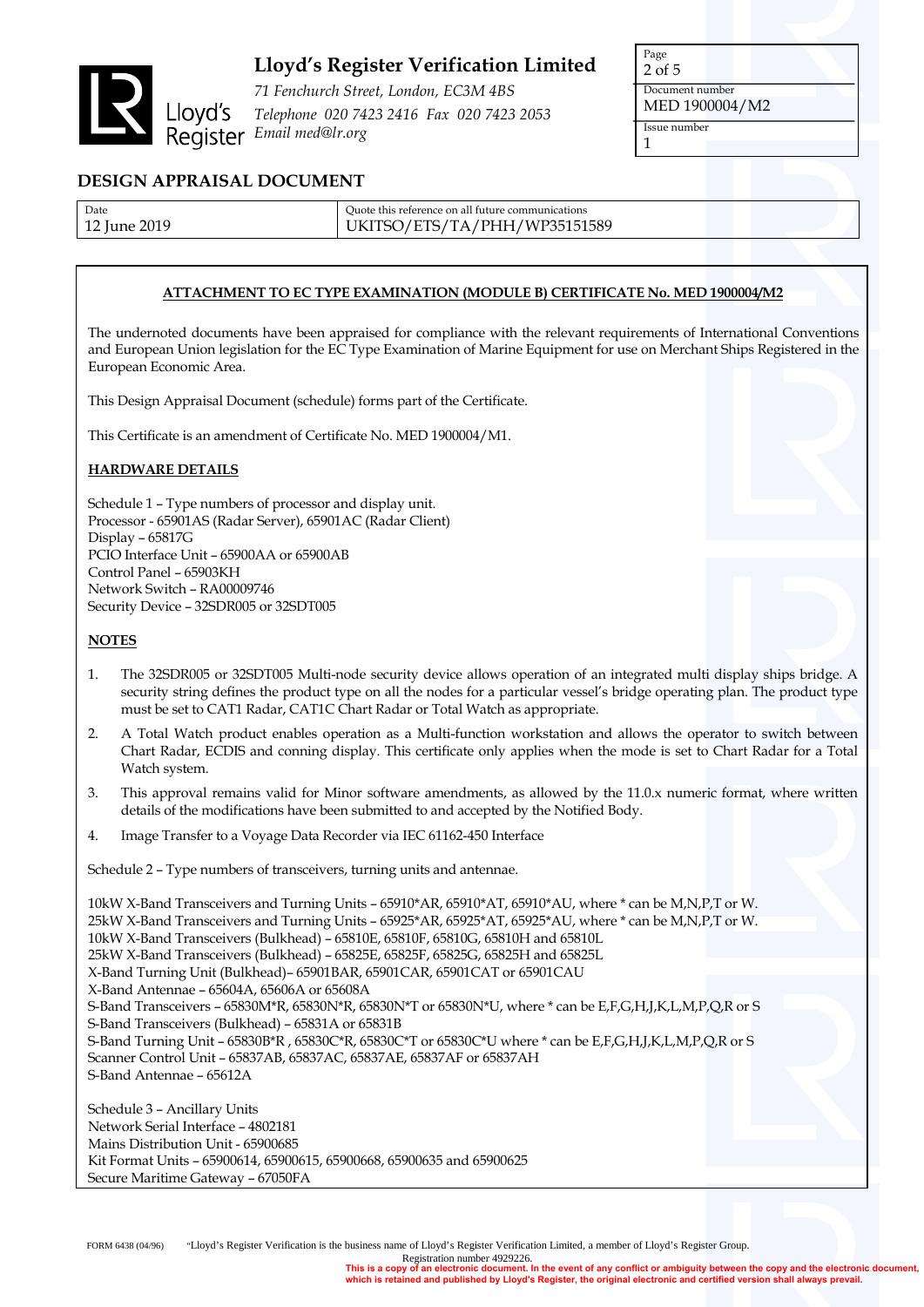# Lloyd's Register Verification Limited

*71 Fenchurch Street, London, EC3M 4BS*
*Telephone 020 7423 2416 Fax 020 7423 2053*
*Email med@lr.org*

| Page | Document number | Issue number |
|---|---|---|
| 2 of 5 | MED 1900004/M2 | 1 |

## DESIGN APPRAISAL DOCUMENT

| Date | Quote this reference on all future communications |
|---|---|
| 12 June 2019 | UKITSO/ETS/TA/PHH/WP35151589 |

**ATTACHMENT TO EC TYPE EXAMINATION (MODULE B) CERTIFICATE No. MED 1900004/M2**

The undernoted documents have been appraised for compliance with the relevant requirements of International Conventions and European Union legislation for the EC Type Examination of Marine Equipment for use on Merchant Ships Registered in the European Economic Area.

This Design Appraisal Document (schedule) forms part of the Certificate.

This Certificate is an amendment of Certificate No. MED 1900004/M1.

**HARDWARE DETAILS**

Schedule 1 – Type numbers of processor and display unit.
Processor - 65901AS (Radar Server), 65901AC (Radar Client)
Display – 65817G
PCIO Interface Unit – 65900AA or 65900AB
Control Panel – 65903KH
Network Switch – RA00009746
Security Device – 32SDR005 or 32SDT005

**NOTES**

1. The 32SDR005 or 32SDT005 Multi-node security device allows operation of an integrated multi display ships bridge. A security string defines the product type on all the nodes for a particular vessel's bridge operating plan. The product type must be set to CAT1 Radar, CAT1C Chart Radar or Total Watch as appropriate.
2. A Total Watch product enables operation as a Multi-function workstation and allows the operator to switch between Chart Radar, ECDIS and conning display. This certificate only applies when the mode is set to Chart Radar for a Total Watch system.
3. This approval remains valid for Minor software amendments, as allowed by the 11.0.x numeric format, where written details of the modifications have been submitted to and accepted by the Notified Body.
4. Image Transfer to a Voyage Data Recorder via IEC 61162-450 Interface

Schedule 2 – Type numbers of transceivers, turning units and antennae.

10kW X-Band Transceivers and Turning Units – 65910*AR, 65910*AT, 65910*AU, where * can be M,N,P,T or W.
25kW X-Band Transceivers and Turning Units – 65925*AR, 65925*AT, 65925*AU, where * can be M,N,P,T or W.
10kW X-Band Transceivers (Bulkhead) – 65810E, 65810F, 65810G, 65810H and 65810L
25kW X-Band Transceivers (Bulkhead) – 65825E, 65825F, 65825G, 65825H and 65825L
X-Band Turning Unit (Bulkhead)– 65901BAR, 65901CAR, 65901CAT or 65901CAU
X-Band Antennae – 65604A, 65606A or 65608A
S-Band Transceivers – 65830M*R, 65830N*R, 65830N*T or 65830N*U, where * can be E,F,G,H,J,K,L,M,P,Q,R or S
S-Band Transceivers (Bulkhead) – 65831A or 65831B
S-Band Turning Unit – 65830B*R , 65830C*R, 65830C*T or 65830C*U where * can be E,F,G,H,J,K,L,M,P,Q,R or S
Scanner Control Unit – 65837AB, 65837AC, 65837AE, 65837AF or 65837AH
S-Band Antennae – 65612A

Schedule 3 – Ancillary Units
Network Serial Interface – 4802181
Mains Distribution Unit - 65900685
Kit Format Units – 65900614, 65900615, 65900668, 65900635 and 65900625
Secure Maritime Gateway – 67050FA

FORM 6438 (04/96) "Lloyd's Register Verification is the business name of Lloyd's Register Verification Limited, a member of Lloyd's Register Group. Registration number 4929226.

**This is a copy of an electronic document. In the event of any conflict or ambiguity between the copy and the electronic document, which is retained and published by Lloyd's Register, the original electronic and certified version shall always prevail.**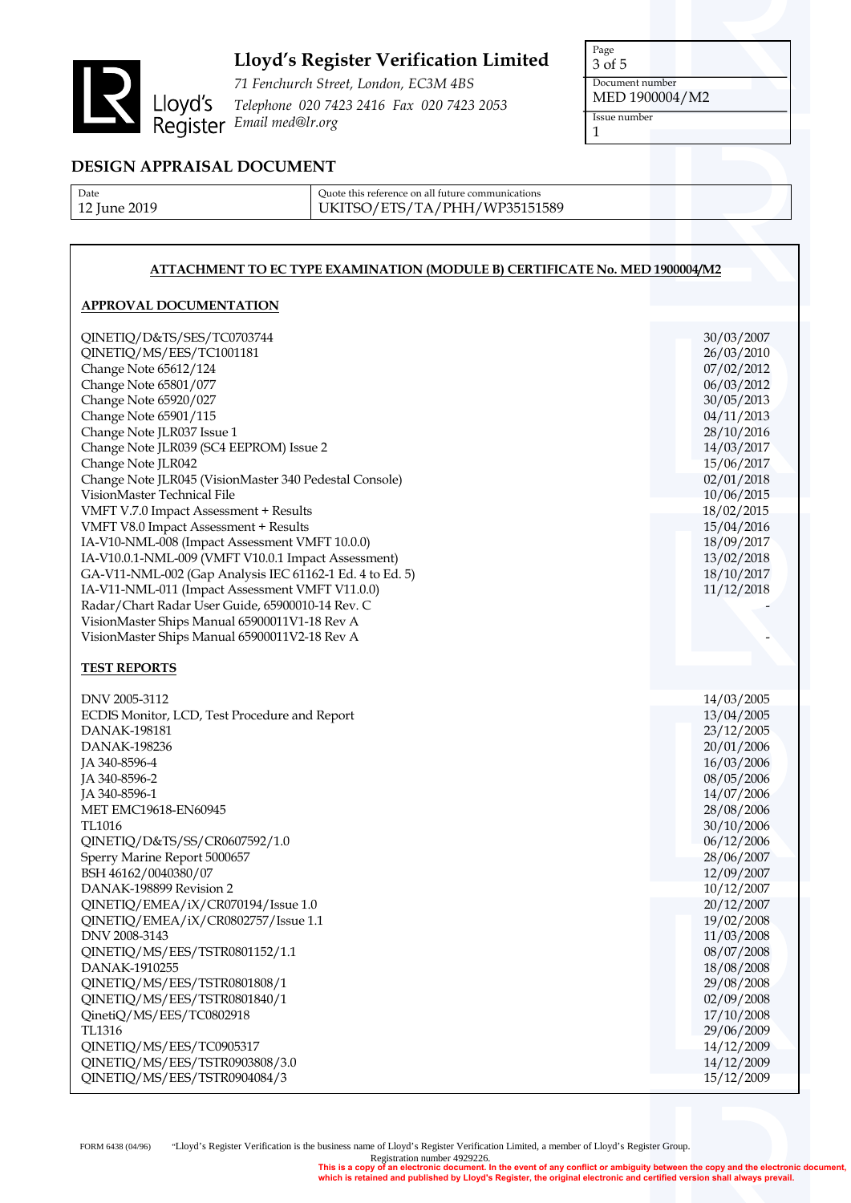# Lloyd's Register Verification Limited

*71 Fenchurch Street, London, EC3M 4BS*
*Telephone 020 7423 2416 Fax 020 7423 2053*
*Email med@lr.org*

| Document number | Issue number |
|---|---|
| MED 1900004/M2 | 1 |

## DESIGN APPRAISAL DOCUMENT

| Date | Quote this reference on all future communications |
|---|---|
| 12 June 2019 | UKITSO/ETS/TA/PHH/WP35151589 |

**ATTACHMENT TO EC TYPE EXAMINATION (MODULE B) CERTIFICATE No. MED 1900004/M2**

**APPROVAL DOCUMENTATION**

| Document | Date |
|---|---|
| QINETIQ/D&TS/SES/TC0703744 | 30/03/2007 |
| QINETIQ/MS/EES/TC1001181 | 26/03/2010 |
| Change Note 65612/124 | 07/02/2012 |
| Change Note 65801/077 | 06/03/2012 |
| Change Note 65920/027 | 30/05/2013 |
| Change Note 65901/115 | 04/11/2013 |
| Change Note JLR037 Issue 1 | 28/10/2016 |
| Change Note JLR039 (SC4 EEPROM) Issue 2 | 14/03/2017 |
| Change Note JLR042 | 15/06/2017 |
| Change Note JLR045 (VisionMaster 340 Pedestal Console) | 02/01/2018 |
| VisionMaster Technical File | 10/06/2015 |
| VMFT V.7.0 Impact Assessment + Results | 18/02/2015 |
| VMFT V8.0 Impact Assessment + Results | 15/04/2016 |
| IA-V10-NML-008 (Impact Assessment VMFT 10.0.0) | 18/09/2017 |
| IA-V10.0.1-NML-009 (VMFT V10.0.1 Impact Assessment) | 13/02/2018 |
| GA-V11-NML-002 (Gap Analysis IEC 61162-1 Ed. 4 to Ed. 5) | 18/10/2017 |
| IA-V11-NML-011 (Impact Assessment VMFT V11.0.0) | 11/12/2018 |
| Radar/Chart Radar User Guide, 65900010-14 Rev. C | - |
| VisionMaster Ships Manual 65900011V1-18 Rev A | |
| VisionMaster Ships Manual 65900011V2-18 Rev A | - |

**TEST REPORTS**

| Report | Date |
|---|---|
| DNV 2005-3112 | 14/03/2005 |
| ECDIS Monitor, LCD, Test Procedure and Report | 13/04/2005 |
| DANAK-198181 | 23/12/2005 |
| DANAK-198236 | 20/01/2006 |
| JA 340-8596-4 | 16/03/2006 |
| JA 340-8596-2 | 08/05/2006 |
| JA 340-8596-1 | 14/07/2006 |
| MET EMC19618-EN60945 | 28/08/2006 |
| TL1016 | 30/10/2006 |
| QINETIQ/D&TS/SS/CR0607592/1.0 | 06/12/2006 |
| Sperry Marine Report 5000657 | 28/06/2007 |
| BSH 46162/0040380/07 | 12/09/2007 |
| DANAK-198899 Revision 2 | 10/12/2007 |
| QINETIQ/EMEA/iX/CR070194/Issue 1.0 | 20/12/2007 |
| QINETIQ/EMEA/iX/CR0802757/Issue 1.1 | 19/02/2008 |
| DNV 2008-3143 | 11/03/2008 |
| QINETIQ/MS/EES/TSTR0801152/1.1 | 08/07/2008 |
| DANAK-1910255 | 18/08/2008 |
| QINETIQ/MS/EES/TSTR0801808/1 | 29/08/2008 |
| QINETIQ/MS/EES/TSTR0801840/1 | 02/09/2008 |
| QinetiQ/MS/EES/TC0802918 | 17/10/2008 |
| TL1316 | 29/06/2009 |
| QINETIQ/MS/EES/TC0905317 | 14/12/2009 |
| QINETIQ/MS/EES/TSTR0903808/3.0 | 14/12/2009 |
| QINETIQ/MS/EES/TSTR0904084/3 | 15/12/2009 |

FORM 6438 (04/96) "Lloyd's Register Verification is the business name of Lloyd's Register Verification Limited, a member of Lloyd's Register Group. Registration number 4929226.

**This is a copy of an electronic document. In the event of any conflict or ambiguity between the copy and the electronic document, which is retained and published by Lloyd's Register, the original electronic and certified version shall always prevail.**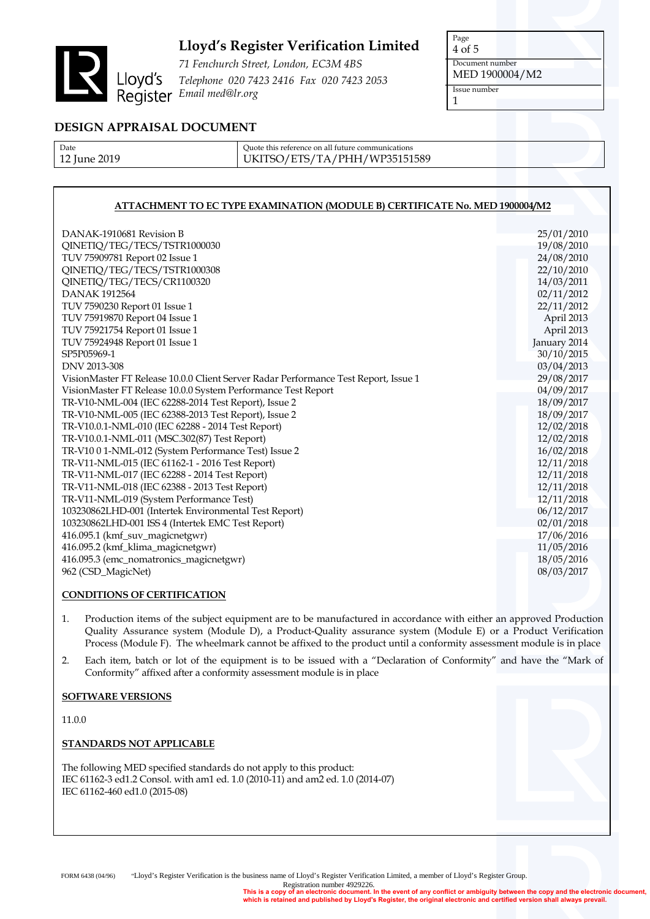**Lloyd's Register Verification Limited**

*71 Fenchurch Street, London, EC3M 4BS*
*Telephone 020 7423 2416 Fax 020 7423 2053*
*Email med@lr.org*

| Page | Document number | Issue number |
|---|---|---|
| 4 of 5 | MED 1900004/M2 | 1 |

## DESIGN APPRAISAL DOCUMENT

| Date | Quote this reference on all future communications |
|---|---|
| 12 June 2019 | UKITSO/ETS/TA/PHH/WP35151589 |

### ATTACHMENT TO EC TYPE EXAMINATION (MODULE B) CERTIFICATE No. MED 1900004/M2

| Document | Date |
|---|---|
| DANAK-1910681 Revision B | 25/01/2010 |
| QINETIQ/TEG/TECS/TSTR1000030 | 19/08/2010 |
| TUV 75909781 Report 02 Issue 1 | 24/08/2010 |
| QINETIQ/TEG/TECS/TSTR1000308 | 22/10/2010 |
| QINETIQ/TEG/TECS/CR1100320 | 14/03/2011 |
| DANAK 1912564 | 02/11/2012 |
| TUV 7590230 Report 01 Issue 1 | 22/11/2012 |
| TUV 75919870 Report 04 Issue 1 | April 2013 |
| TUV 75921754 Report 01 Issue 1 | April 2013 |
| TUV 75924948 Report 01 Issue 1 | January 2014 |
| SP5P05969-1 | 30/10/2015 |
| DNV 2013-308 | 03/04/2013 |
| VisionMaster FT Release 10.0.0 Client Server Radar Performance Test Report, Issue 1 | 29/08/2017 |
| VisionMaster FT Release 10.0.0 System Performance Test Report | 04/09/2017 |
| TR-V10-NML-004 (IEC 62288-2014 Test Report), Issue 2 | 18/09/2017 |
| TR-V10-NML-005 (IEC 62388-2013 Test Report), Issue 2 | 18/09/2017 |
| TR-V10.0.1-NML-010 (IEC 62288 - 2014 Test Report) | 12/02/2018 |
| TR-V10.0.1-NML-011 (MSC.302(87) Test Report) | 12/02/2018 |
| TR-V10 0 1-NML-012 (System Performance Test) Issue 2 | 16/02/2018 |
| TR-V11-NML-015 (IEC 61162-1 - 2016 Test Report) | 12/11/2018 |
| TR-V11-NML-017 (IEC 62288 - 2014 Test Report) | 12/11/2018 |
| TR-V11-NML-018 (IEC 62388 - 2013 Test Report) | 12/11/2018 |
| TR-V11-NML-019 (System Performance Test) | 12/11/2018 |
| 103230862LHD-001 (Intertek Environmental Test Report) | 06/12/2017 |
| 103230862LHD-001 ISS 4 (Intertek EMC Test Report) | 02/01/2018 |
| 416.095.1 (kmf_suv_magicnetgwr) | 17/06/2016 |
| 416.095.2 (kmf_klima_magicnetgwr) | 11/05/2016 |
| 416.095.3 (emc_nomatronics_magicnetgwr) | 18/05/2016 |
| 962 (CSD_MagicNet) | 08/03/2017 |

**CONDITIONS OF CERTIFICATION**

1. Production items of the subject equipment are to be manufactured in accordance with either an approved Production Quality Assurance system (Module D), a Product-Quality assurance system (Module E) or a Product Verification Process (Module F). The wheelmark cannot be affixed to the product until a conformity assessment module is in place
2. Each item, batch or lot of the equipment is to be issued with a "Declaration of Conformity" and have the "Mark of Conformity" affixed after a conformity assessment module is in place

**SOFTWARE VERSIONS**

11.0.0

**STANDARDS NOT APPLICABLE**

The following MED specified standards do not apply to this product:
IEC 61162-3 ed1.2 Consol. with am1 ed. 1.0 (2010-11) and am2 ed. 1.0 (2014-07)
IEC 61162-460 ed1.0 (2015-08)

FORM 6438 (04/96) "Lloyd's Register Verification is the business name of Lloyd's Register Verification Limited, a member of Lloyd's Register Group.
Registration number 4929226.
**This is a copy of an electronic document. In the event of any conflict or ambiguity between the copy and the electronic document, which is retained and published by Lloyd's Register, the original electronic and certified version shall always prevail.**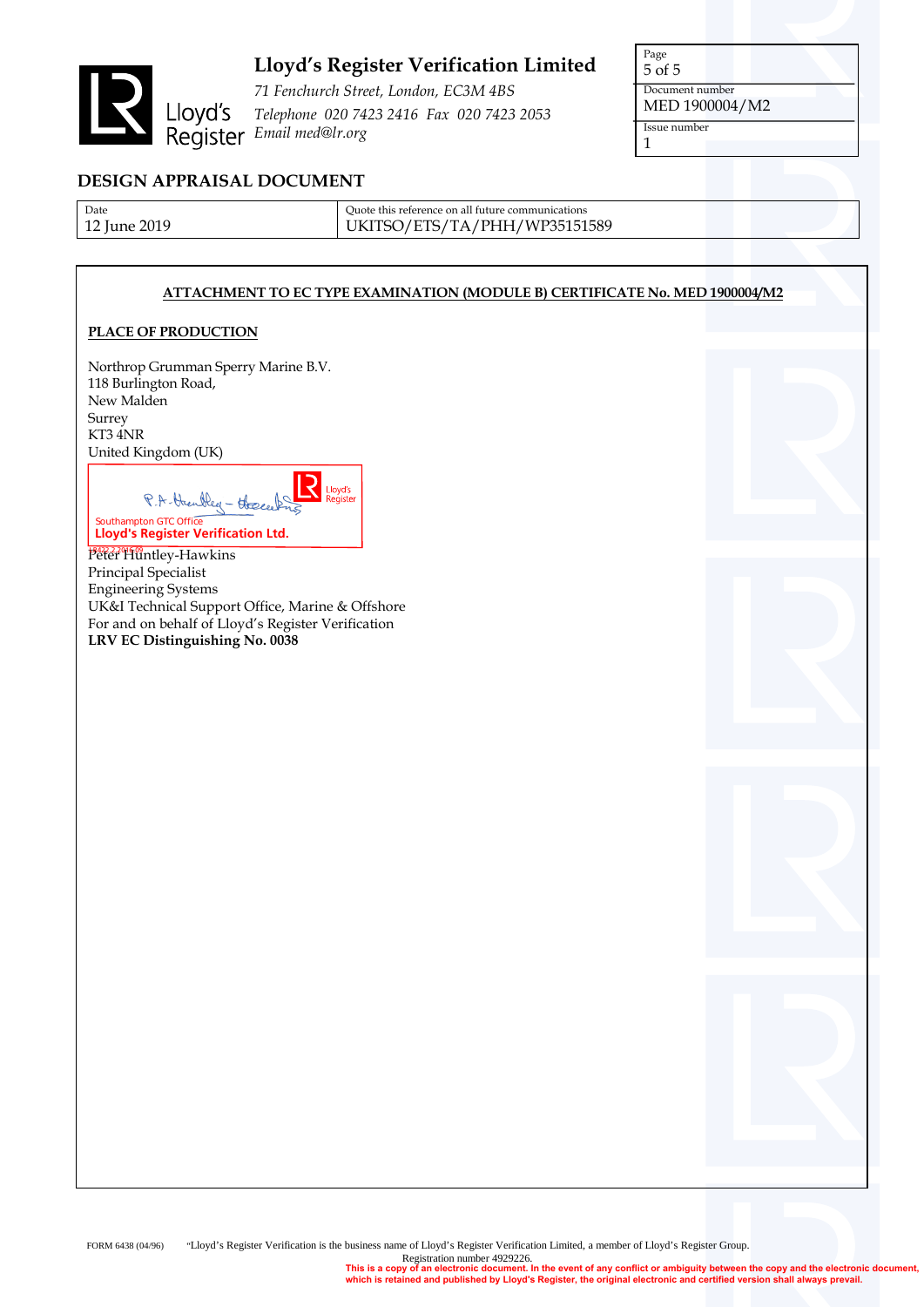**Lloyd's Register Verification Limited**

*71 Fenchurch Street, London, EC3M 4BS*
*Telephone 020 7423 2416 Fax 020 7423 2053*
*Email med@lr.org*

| | |
|---|---|
| Page | 5 of 5 |
| Document number | MED 1900004/M2 |
| Issue number | 1 |

## DESIGN APPRAISAL DOCUMENT

| Date | Quote this reference on all future communications |
|---|---|
| 12 June 2019 | UKITSO/ETS/TA/PHH/WP35151589 |

**ATTACHMENT TO EC TYPE EXAMINATION (MODULE B) CERTIFICATE No. MED 1900004/M2**

**PLACE OF PRODUCTION**

Northrop Grumman Sperry Marine B.V.
118 Burlington Road,
New Malden
Surrey
KT3 4NR
United Kingdom (UK)

Southampton GTC Office
Lloyd's Register Verification Ltd.

Peter Huntley-Hawkins
Principal Specialist
Engineering Systems
UK&I Technical Support Office, Marine & Offshore
For and on behalf of Lloyd's Register Verification
**LRV EC Distinguishing No. 0038**

FORM 6438 (04/96) "Lloyd's Register Verification is the business name of Lloyd's Register Verification Limited, a member of Lloyd's Register Group. Registration number 4929226.

**This is a copy of an electronic document. In the event of any conflict or ambiguity between the copy and the electronic document, which is retained and published by Lloyd's Register, the original electronic and certified version shall always prevail.**